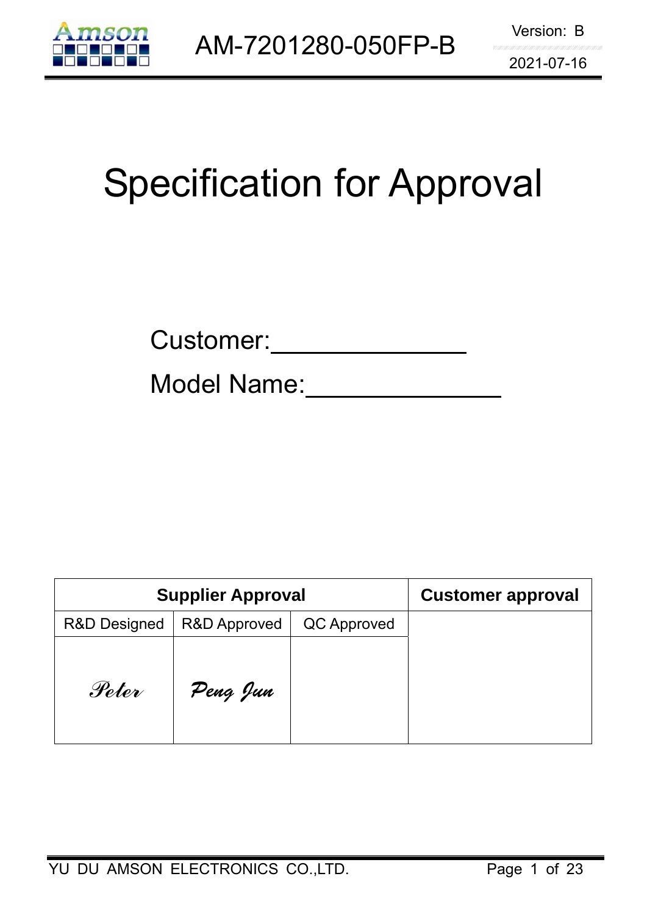# Specification for Approval

Customer:_______________

Model Name:_______________

| Supplier Approval | | | Customer approval |
|---|---|---|---|
| R&D Designed | R&D Approved | QC Approved | |
| *Peter* | *Peng Jun* | | |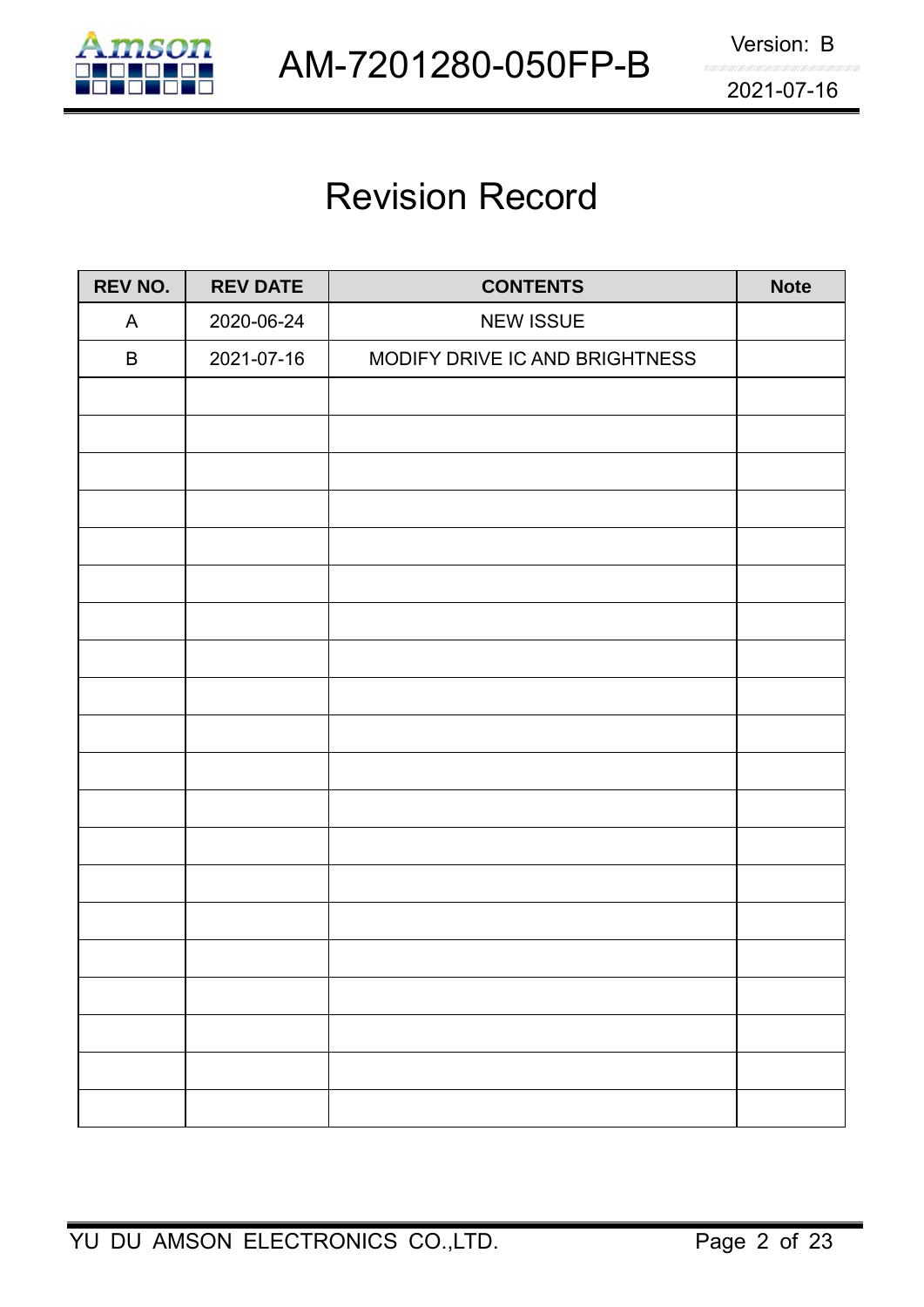# Revision Record

| REV NO. | REV DATE | CONTENTS | Note |
|---|---|---|---|
| A | 2020-06-24 | NEW ISSUE | |
| B | 2021-07-16 | MODIFY DRIVE IC AND BRIGHTNESS | |
| | | | |
| | | | |
| | | | |
| | | | |
| | | | |
| | | | |
| | | | |
| | | | |
| | | | |
| | | | |
| | | | |
| | | | |
| | | | |
| | | | |
| | | | |
| | | | |
| | | | |
| | | | |
| | | | |
| | | | |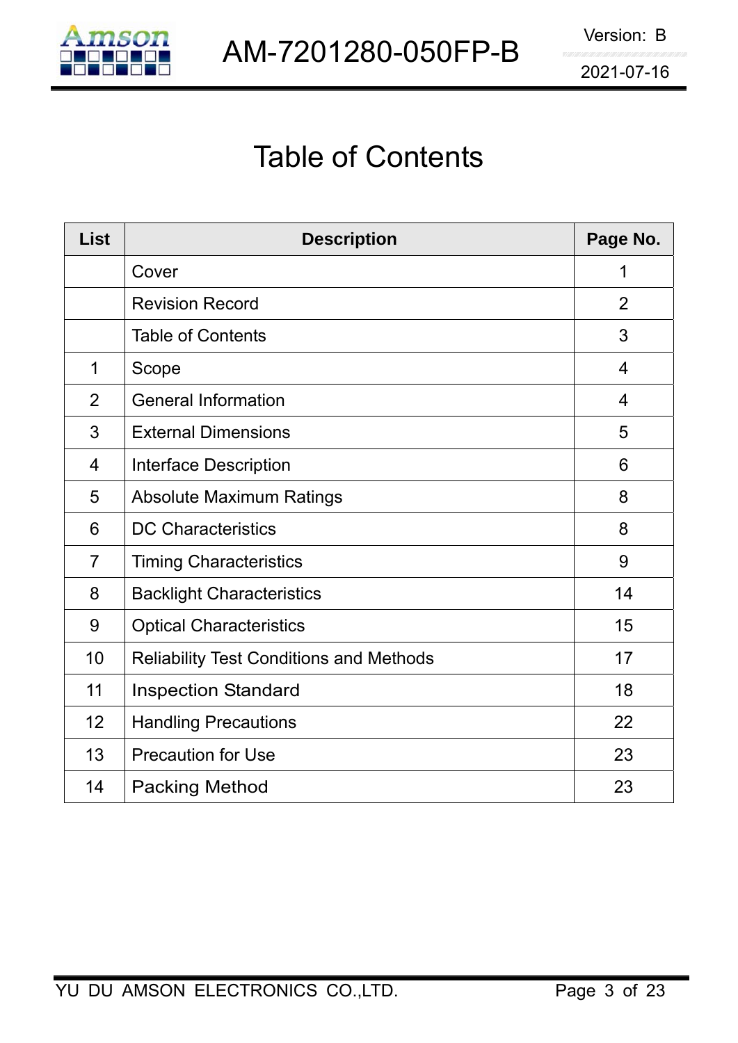# Table of Contents

| List | Description | Page No. |
|---|---|---|
| | Cover | 1 |
| | Revision Record | 2 |
| | Table of Contents | 3 |
| 1 | Scope | 4 |
| 2 | General Information | 4 |
| 3 | External Dimensions | 5 |
| 4 | Interface Description | 6 |
| 5 | Absolute Maximum Ratings | 8 |
| 6 | DC Characteristics | 8 |
| 7 | Timing Characteristics | 9 |
| 8 | Backlight Characteristics | 14 |
| 9 | Optical Characteristics | 15 |
| 10 | Reliability Test Conditions and Methods | 17 |
| 11 | Inspection Standard | 18 |
| 12 | Handling Precautions | 22 |
| 13 | Precaution for Use | 23 |
| 14 | Packing Method | 23 |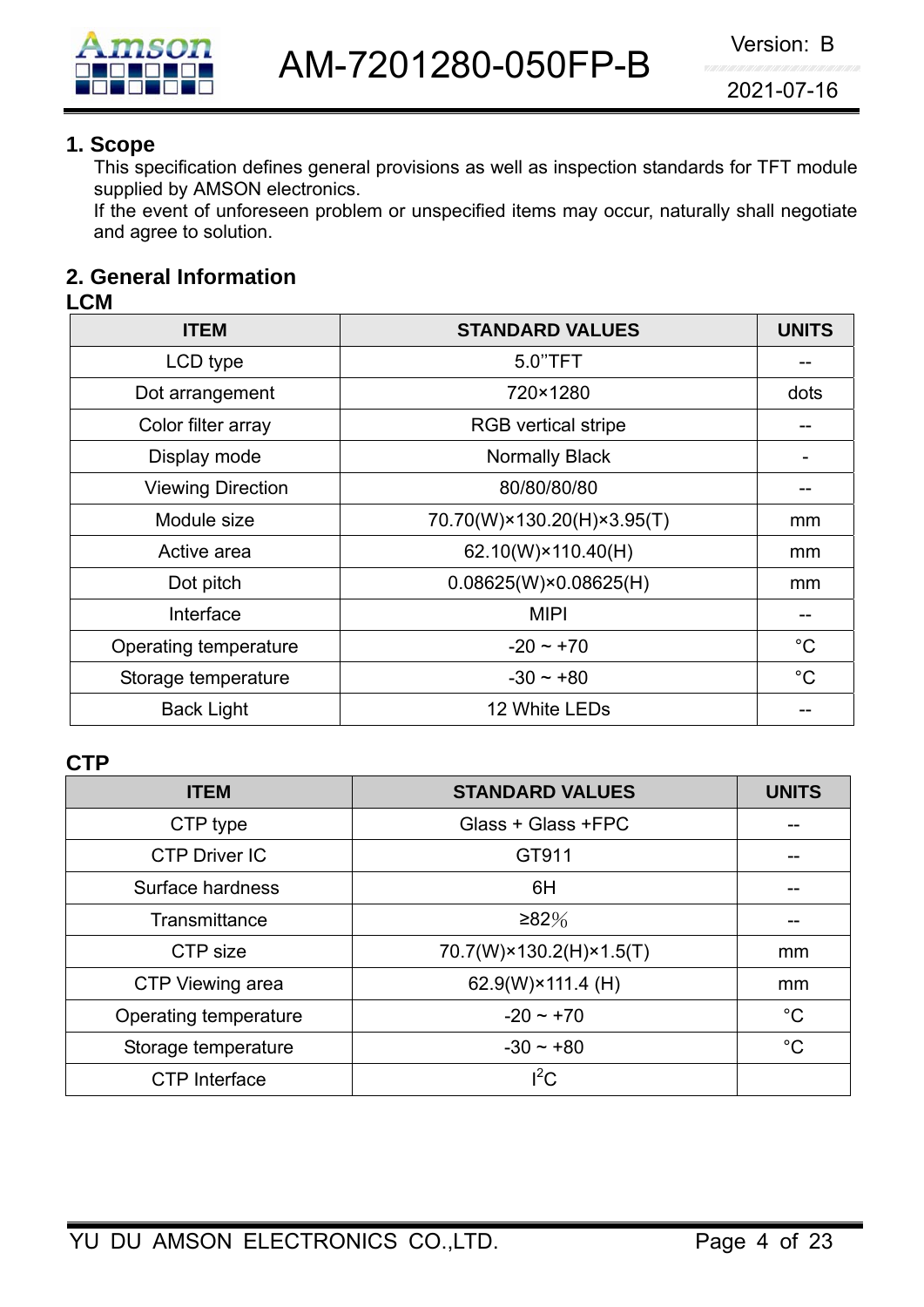## 1. Scope

This specification defines general provisions as well as inspection standards for TFT module supplied by AMSON electronics.

If the event of unforeseen problem or unspecified items may occur, naturally shall negotiate and agree to solution.

## 2. General Information

**LCM**

| ITEM | STANDARD VALUES | UNITS |
|---|---|---|
| LCD type | 5.0"TFT | -- |
| Dot arrangement | 720×1280 | dots |
| Color filter array | RGB vertical stripe | -- |
| Display mode | Normally Black | - |
| Viewing Direction | 80/80/80/80 | -- |
| Module size | 70.70(W)×130.20(H)×3.95(T) | mm |
| Active area | 62.10(W)×110.40(H) | mm |
| Dot pitch | 0.08625(W)×0.08625(H) | mm |
| Interface | MIPI | -- |
| Operating temperature | -20 ~ +70 | °C |
| Storage temperature | -30 ~ +80 | °C |
| Back Light | 12 White LEDs | -- |

**CTP**

| ITEM | STANDARD VALUES | UNITS |
|---|---|---|
| CTP type | Glass + Glass +FPC | -- |
| CTP Driver IC | GT911 | -- |
| Surface hardness | 6H | -- |
| Transmittance | ≥82% | -- |
| CTP size | 70.7(W)×130.2(H)×1.5(T) | mm |
| CTP Viewing area | 62.9(W)×111.4 (H) | mm |
| Operating temperature | -20 ~ +70 | °C |
| Storage temperature | -30 ~ +80 | °C |
| CTP Interface | $I^2C$ | |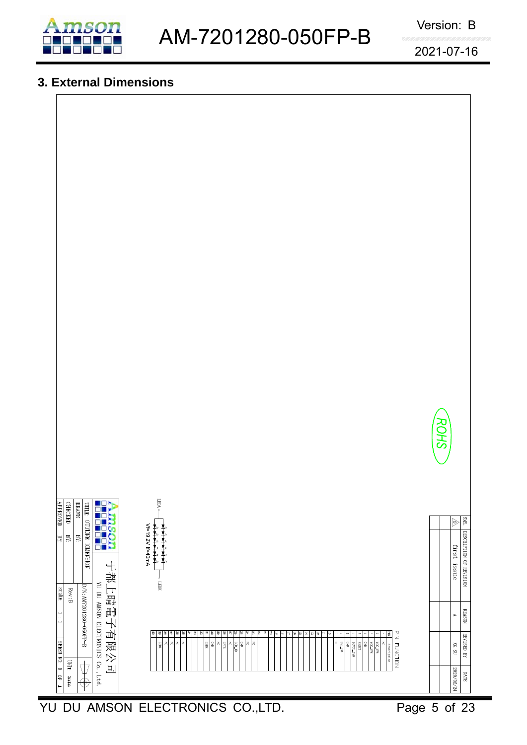## 3. External Dimensions

ROHS

| SYM. | DESCRIPTION OF REVISION | REASON | REVISED BY | DATE |
|---|---|---|---|---|
| A | first issue | A | XG.SU | 2020/06/24 |

LEDA

Vf=19.2V If=40mA

LEDK

PIN FUNCTION

| PIN | description |
|---|---|
| 1 | NC |
| 2 | VCC_28V |
| 3 | VCC_28V |
| 4 | GND |
| 5 | GND |
| 6 | RESET |
| 7 | IOVCC_18V |
| 8 | GND |
| 9 | DSI_D0- |
| 10 | D |
| 11 | |
| 12 | |
| 13 | |
| 14 | |
| 15 | |
| 16 | |
| 17 | |
| 18 | |
| 19 | |
| 20 | |
| 21 | |
| 22 | |
| 23 | NC |
| 24 | NC |
| 25 | GND |
| 26 | CTP_ID |
| 27 | NC |
| 28 | LPTE |
| 29 | NC |
| 30 | GND |
| 31 | LEDK |
| 32 | |
| 33 | |
| 34 | |
| 35 | NC |
| 36 | NC |
| 37 | NC |
| 38 | NC |
| 39 | LEDA |
| 40 | |

Amson

于都上晴電子有限公司

YU DU AMSON ELECTRONICS Co.,Ltd.

| | | |
|---|---|---|
| TITLE: OUTLINE DIMENSION | D/N:AM7201280-050FP-B | |
| DRAWN BY | Rev:B | UNIT mm |
| CHECKED BY | | |
| APPROVED BY | SCALE 1:1 | SHEET NO 1 OF 1 |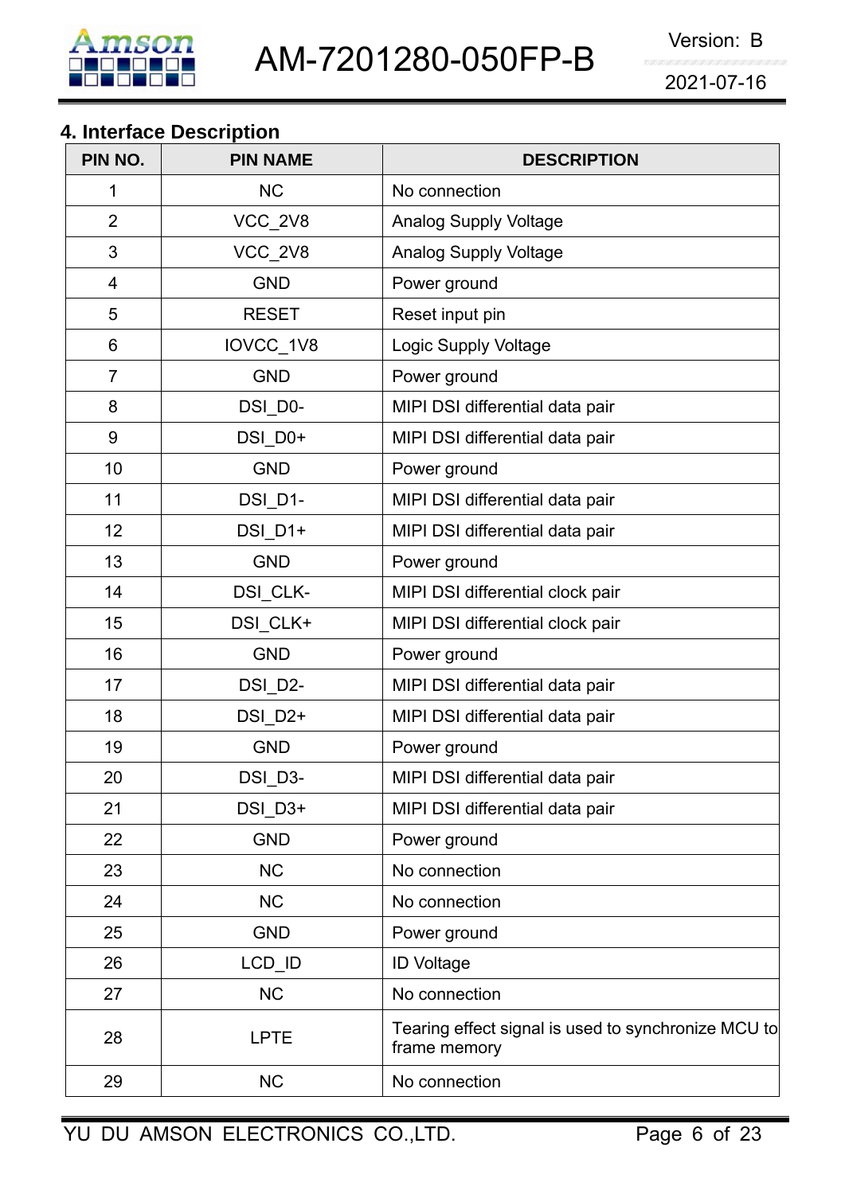## 4. Interface Description

| PIN NO. | PIN NAME | DESCRIPTION |
|---|---|---|
| 1 | NC | No connection |
| 2 | VCC_2V8 | Analog Supply Voltage |
| 3 | VCC_2V8 | Analog Supply Voltage |
| 4 | GND | Power ground |
| 5 | RESET | Reset input pin |
| 6 | IOVCC_1V8 | Logic Supply Voltage |
| 7 | GND | Power ground |
| 8 | DSI_D0- | MIPI DSI differential data pair |
| 9 | DSI_D0+ | MIPI DSI differential data pair |
| 10 | GND | Power ground |
| 11 | DSI_D1- | MIPI DSI differential data pair |
| 12 | DSI_D1+ | MIPI DSI differential data pair |
| 13 | GND | Power ground |
| 14 | DSI_CLK- | MIPI DSI differential clock pair |
| 15 | DSI_CLK+ | MIPI DSI differential clock pair |
| 16 | GND | Power ground |
| 17 | DSI_D2- | MIPI DSI differential data pair |
| 18 | DSI_D2+ | MIPI DSI differential data pair |
| 19 | GND | Power ground |
| 20 | DSI_D3- | MIPI DSI differential data pair |
| 21 | DSI_D3+ | MIPI DSI differential data pair |
| 22 | GND | Power ground |
| 23 | NC | No connection |
| 24 | NC | No connection |
| 25 | GND | Power ground |
| 26 | LCD_ID | ID Voltage |
| 27 | NC | No connection |
| 28 | LPTE | Tearing effect signal is used to synchronize MCU to frame memory |
| 29 | NC | No connection |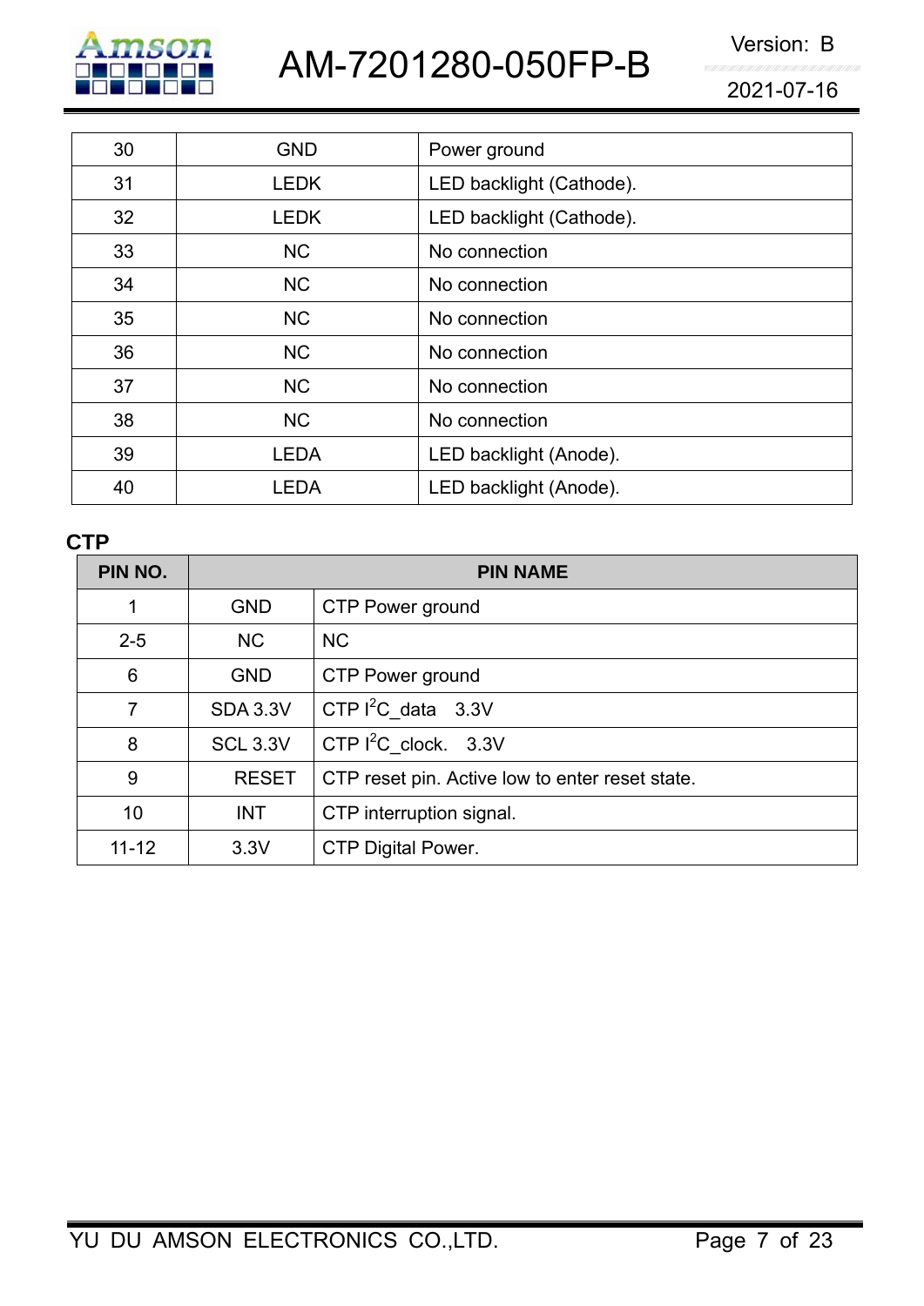| 30 | GND | Power ground |
|---|---|---|
| 31 | LEDK | LED backlight (Cathode). |
| 32 | LEDK | LED backlight (Cathode). |
| 33 | NC | No connection |
| 34 | NC | No connection |
| 35 | NC | No connection |
| 36 | NC | No connection |
| 37 | NC | No connection |
| 38 | NC | No connection |
| 39 | LEDA | LED backlight (Anode). |
| 40 | LEDA | LED backlight (Anode). |

**CTP**

| PIN NO. | PIN NAME | |
|---|---|---|
| 1 | GND | CTP Power ground |
| 2-5 | NC | NC |
| 6 | GND | CTP Power ground |
| 7 | SDA 3.3V | CTP $I^2C$_data 3.3V |
| 8 | SCL 3.3V | CTP $I^2C$_clock. 3.3V |
| 9 | RESET | CTP reset pin. Active low to enter reset state. |
| 10 | INT | CTP interruption signal. |
| 11-12 | 3.3V | CTP Digital Power. |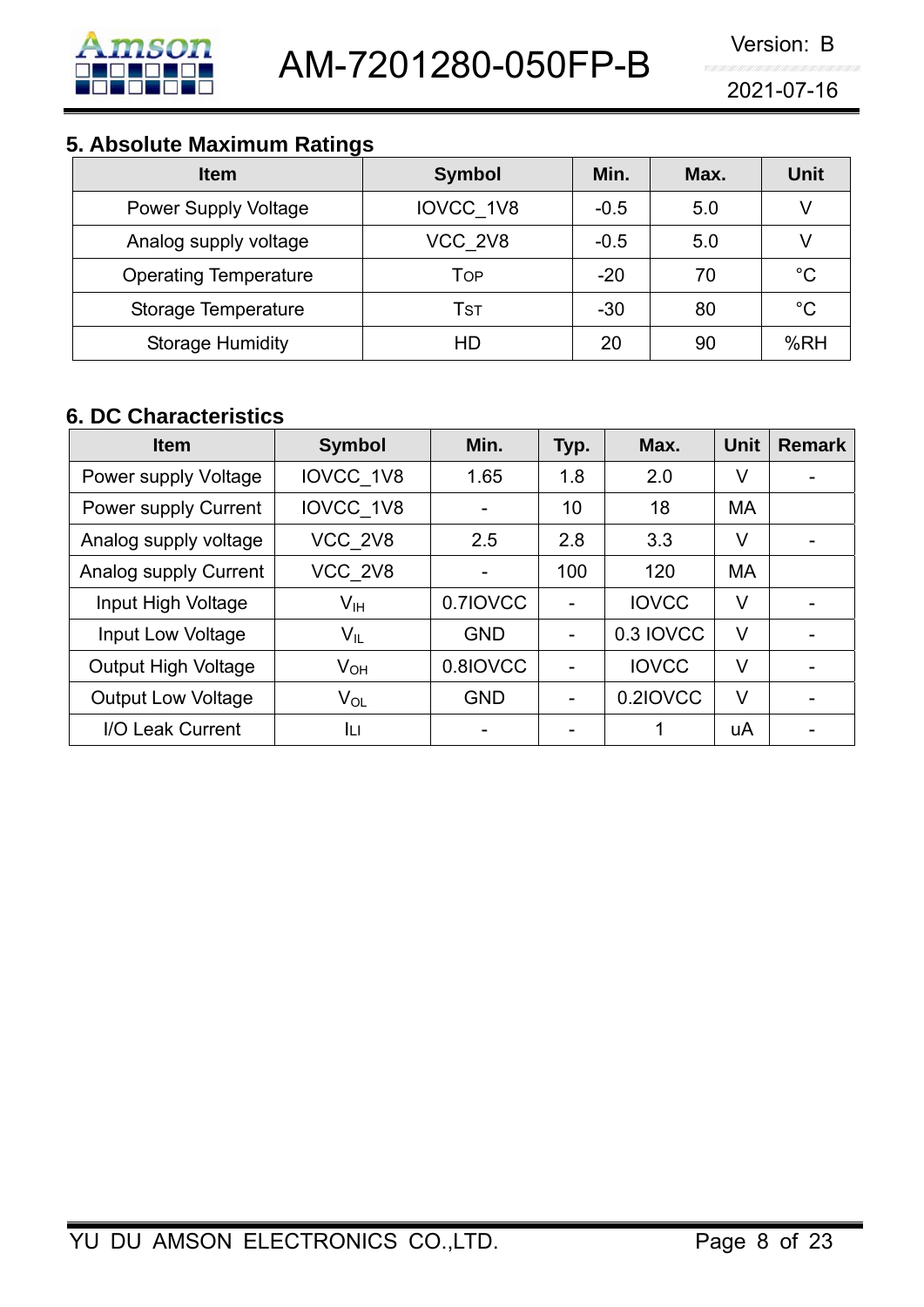## 5. Absolute Maximum Ratings

| Item | Symbol | Min. | Max. | Unit |
|---|---|---|---|---|
| Power Supply Voltage | IOVCC_1V8 | -0.5 | 5.0 | V |
| Analog supply voltage | VCC_2V8 | -0.5 | 5.0 | V |
| Operating Temperature | $T_{OP}$ | -20 | 70 | °C |
| Storage Temperature | $T_{ST}$ | -30 | 80 | °C |
| Storage Humidity | HD | 20 | 90 | %RH |

## 6. DC Characteristics

| Item | Symbol | Min. | Typ. | Max. | Unit | Remark |
|---|---|---|---|---|---|---|
| Power supply Voltage | IOVCC_1V8 | 1.65 | 1.8 | 2.0 | V | - |
| Power supply Current | IOVCC_1V8 | - | 10 | 18 | MA | |
| Analog supply voltage | VCC_2V8 | 2.5 | 2.8 | 3.3 | V | - |
| Analog supply Current | VCC_2V8 | - | 100 | 120 | MA | |
| Input High Voltage | $V_{IH}$ | 0.7IOVCC | - | IOVCC | V | - |
| Input Low Voltage | $V_{IL}$ | GND | - | 0.3 IOVCC | V | - |
| Output High Voltage | $V_{OH}$ | 0.8IOVCC | - | IOVCC | V | - |
| Output Low Voltage | $V_{OL}$ | GND | - | 0.2IOVCC | V | - |
| I/O Leak Current | $I_{LI}$ | - | - | 1 | uA | - |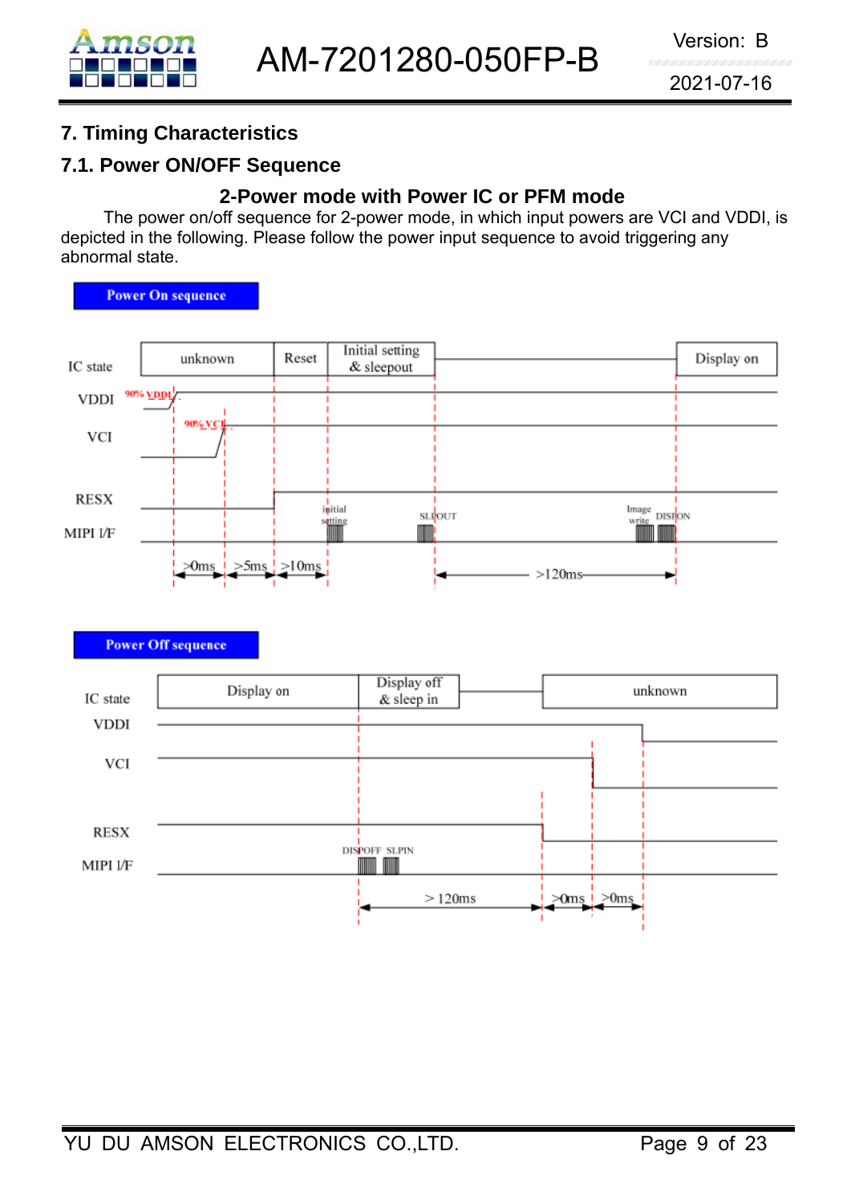## 7. Timing Characteristics

### 7.1. Power ON/OFF Sequence

**2-Power mode with Power IC or PFM mode**

The power on/off sequence for 2-power mode, in which input powers are VCI and VDDI, is depicted in the following. Please follow the power input sequence to avoid triggering any abnormal state.

**Power On sequence**

IC state: unknown | Reset | Initial setting & sleepout | Display on

VDDI (90% VDDI), VCI (90% VCI), RESX, MIPI I/F (initial setting, SLPOUT, Image write, DISPON)

>0ms >5ms >10ms >120ms

**Power Off sequence**

IC state: Display on | Display off & sleep in | unknown

VDDI, VCI, RESX, MIPI I/F (DISPOFF, SLPIN)

> 120ms >0ms >0ms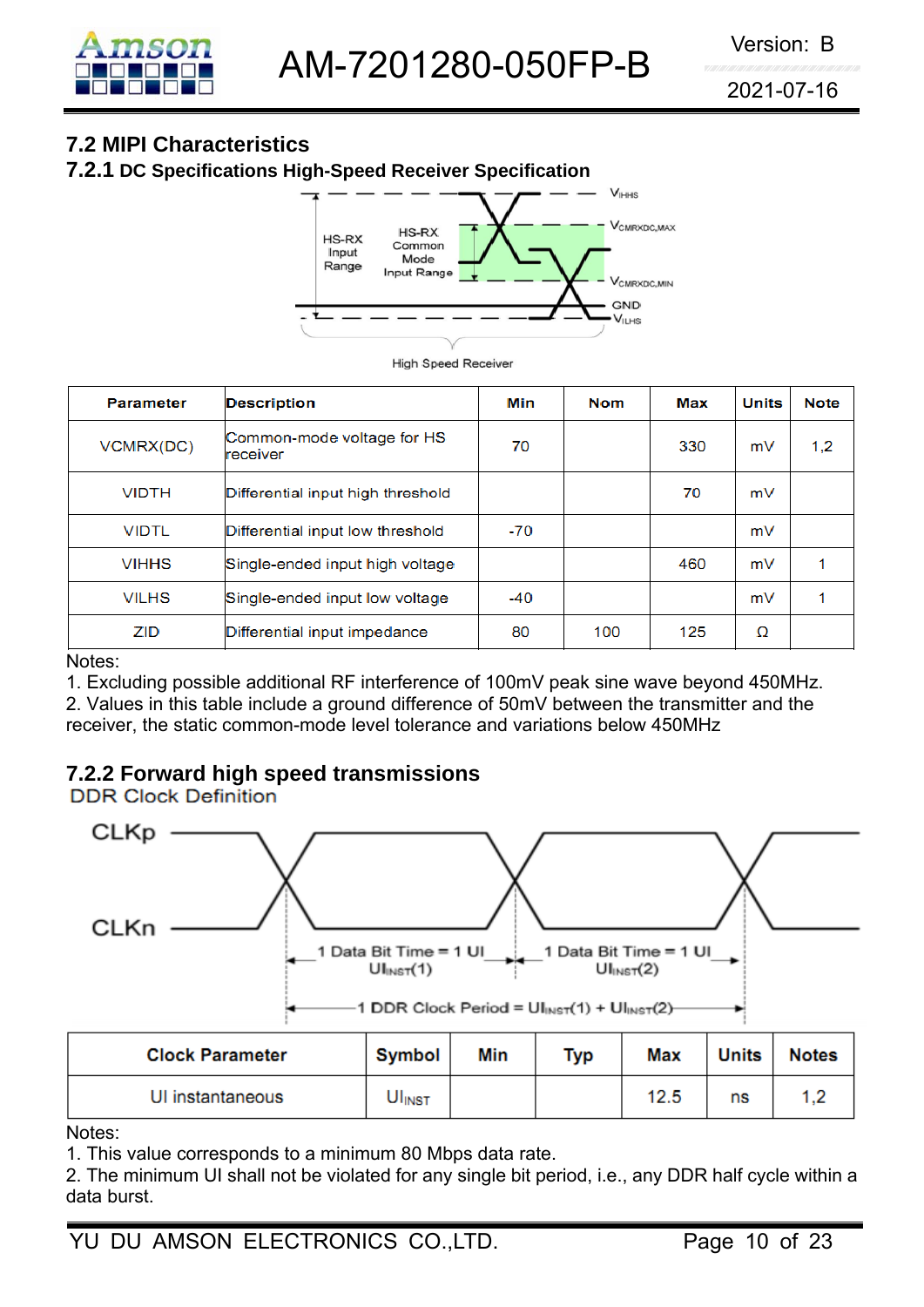## 7.2 MIPI Characteristics

### 7.2.1 DC Specifications High-Speed Receiver Specification

High Speed Receiver

| Parameter | Description | Min | Nom | Max | Units | Note |
|---|---|---|---|---|---|---|
| VCMRX(DC) | Common-mode voltage for HS receiver | 70 | | 330 | mV | 1,2 |
| VIDTH | Differential input high threshold | | | 70 | mV | |
| VIDTL | Differential input low threshold | -70 | | | mV | |
| VIHHS | Single-ended input high voltage | | | 460 | mV | 1 |
| VILHS | Single-ended input low voltage | -40 | | | mV | 1 |
| ZID | Differential input impedance | 80 | 100 | 125 | Ω | |

Notes:
1. Excluding possible additional RF interference of 100mV peak sine wave beyond 450MHz.
2. Values in this table include a ground difference of 50mV between the transmitter and the receiver, the static common-mode level tolerance and variations below 450MHz

### 7.2.2 Forward high speed transmissions

DDR Clock Definition

| Clock Parameter | Symbol | Min | Typ | Max | Units | Notes |
|---|---|---|---|---|---|---|
| UI instantaneous | $UI_{INST}$ | | | 12.5 | ns | 1,2 |

Notes:
1. This value corresponds to a minimum 80 Mbps data rate.
2. The minimum UI shall not be violated for any single bit period, i.e., any DDR half cycle within a data burst.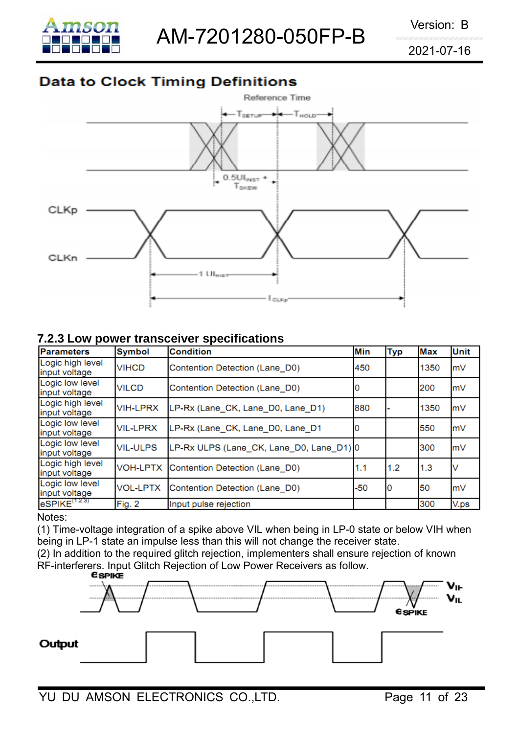## Data to Clock Timing Definitions

### 7.2.3 Low power transceiver specifications

| Parameters | Symbol | Condition | Min | Typ | Max | Unit |
|---|---|---|---|---|---|---|
| Logic high level input voltage | VIHCD | Contention Detection (Lane_D0) | 450 | | 1350 | mV |
| Logic low level input voltage | VILCD | Contention Detection (Lane_D0) | 0 | | 200 | mV |
| Logic high level input voltage | VIH-LPRX | LP-Rx (Lane_CK, Lane_D0, Lane_D1) | 880 | - | 1350 | mV |
| Logic low level input voltage | VIL-LPRX | LP-Rx (Lane_CK, Lane_D0, Lane_D1 | 0 | | 550 | mV |
| Logic low level input voltage | VIL-ULPS | LP-Rx ULPS (Lane_CK, Lane_D0, Lane_D1) | 0 | | 300 | mV |
| Logic high level input voltage | VOH-LPTX | Contention Detection (Lane_D0) | 1.1 | 1.2 | 1.3 | V |
| Logic low level input voltage | VOL-LPTX | Contention Detection (Lane_D0) | -50 | 0 | 50 | mV |
| eSPIKE(1,2,3) | Fig. 2 | Input pulse rejection | | | 300 | V.ps |

Notes:

(1) Time-voltage integration of a spike above VIL when being in LP-0 state or below VIH when being in LP-1 state an impulse less than this will not change the receiver state.

(2) In addition to the required glitch rejection, implementers shall ensure rejection of known RF-interferers. Input Glitch Rejection of Low Power Receivers as follow.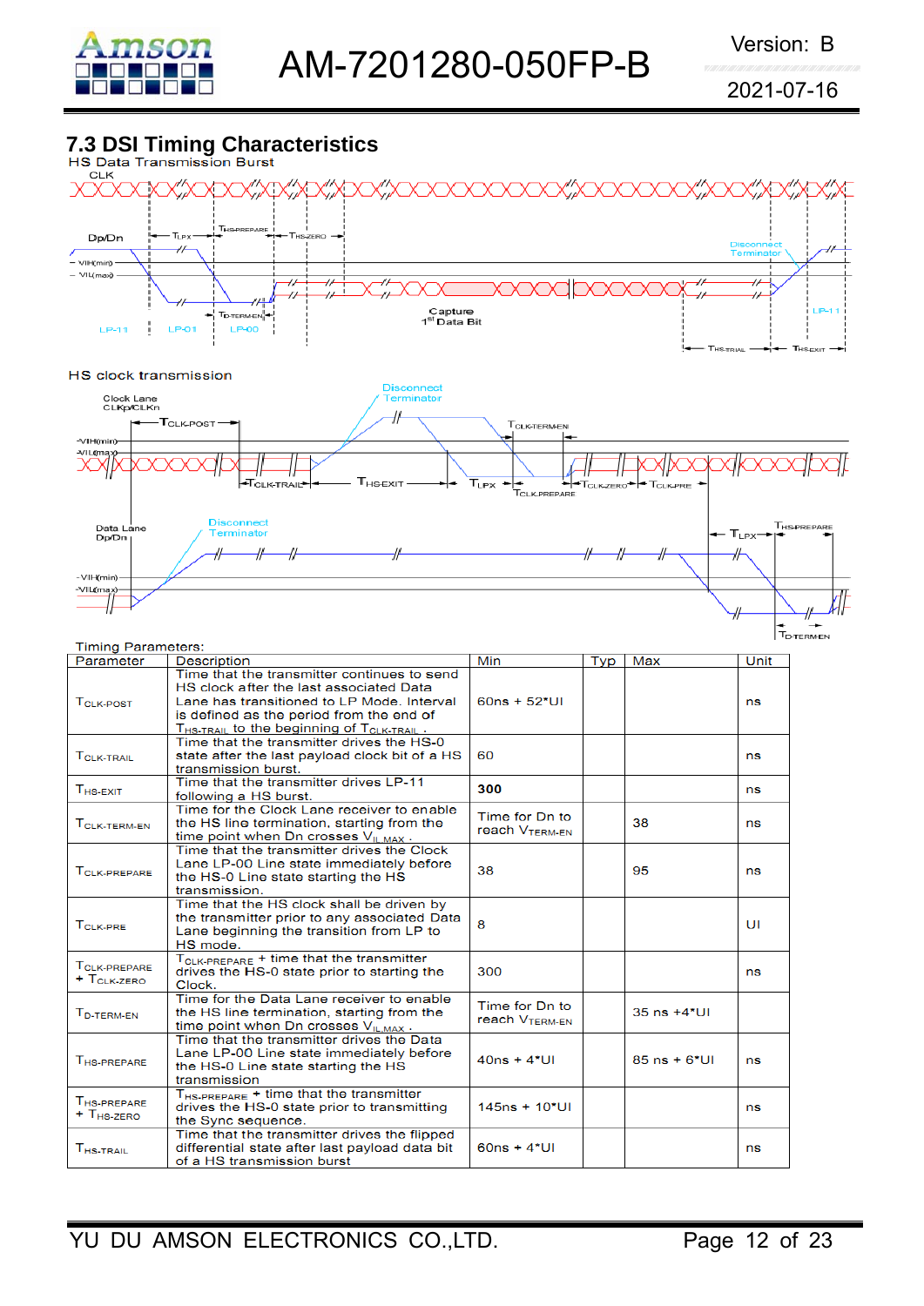## 7.3 DSI Timing Characteristics

HS Data Transmission Burst

CLK

Dp/Dn

$T_{LPX}$ $T_{HS-PREPARE}$ $T_{HS-ZERO}$

VIH(min)

VIL(max)

$T_{D-TERM-EN}$

LP-11 LP-01 LP-00

Capture 1st Data Bit

Disconnect Terminator

LP-11

$T_{HS-TRAIL}$ $T_{HS-EXIT}$

HS clock transmission

Clock Lane CLKp/CLKn

Disconnect Terminator

$T_{CLK-POST}$

$T_{CLK-TERM-EN}$

VIH(min)

VIL(max)

$T_{CLK-TRAIL}$ $T_{HS-EXIT}$ $T_{LPX}$ $T_{CLK-ZERO}$ $T_{CLK-PRE}$

$T_{CLK-PREPARE}$

Data Lane Dp/Dn

Disconnect Terminator

$T_{LPX}$ $T_{HS-PREPARE}$

VIH(min)

VIL(max)

$T_{D-TERM-EN}$

Timing Parameters:

| Parameter | Description | Min | Typ | Max | Unit |
|---|---|---|---|---|---|
| $T_{CLK-POST}$ | Time that the transmitter continues to send HS clock after the last associated Data Lane has transitioned to LP Mode. Interval is defined as the period from the end of $T_{HS-TRAIL}$ to the beginning of $T_{CLK-TRAIL}$. | 60ns + 52*UI | | | ns |
| $T_{CLK-TRAIL}$ | Time that the transmitter drives the HS-0 state after the last payload clock bit of a HS transmission burst. | 60 | | | ns |
| $T_{HS-EXIT}$ | Time that the transmitter drives LP-11 following a HS burst. | **300** | | | ns |
| $T_{CLK-TERM-EN}$ | Time for the Clock Lane receiver to enable the HS line termination, starting from the time point when Dn crosses $V_{IL,MAX}$. | Time for Dn to reach $V_{TERM-EN}$ | | 38 | ns |
| $T_{CLK-PREPARE}$ | Time that the transmitter drives the Clock Lane LP-00 Line state immediately before the HS-0 Line state starting the HS transmission. | 38 | | 95 | ns |
| $T_{CLK-PRE}$ | Time that the HS clock shall be driven by the transmitter prior to any associated Data Lane beginning the transition from LP to HS mode. | 8 | | | UI |
| $T_{CLK-PREPARE}$ + $T_{CLK-ZERO}$ | $T_{CLK-PREPARE}$ + time that the transmitter drives the HS-0 state prior to starting the Clock. | 300 | | | ns |
| $T_{D-TERM-EN}$ | Time for the Data Lane receiver to enable the HS line termination, starting from the time point when Dn crosses $V_{IL,MAX}$. | Time for Dn to reach $V_{TERM-EN}$ | | 35 ns +4*UI | |
| $T_{HS-PREPARE}$ | Time that the transmitter drives the Data Lane LP-00 Line state immediately before the HS-0 Line state starting the HS transmission | 40ns + 4*UI | | 85 ns + 6*UI | ns |
| $T_{HS-PREPARE}$ + $T_{HS-ZERO}$ | $T_{HS-PREPARE}$ + time that the transmitter drives the HS-0 state prior to transmitting the Sync sequence. | 145ns + 10*UI | | | ns |
| $T_{HS-TRAIL}$ | Time that the transmitter drives the flipped differential state after last payload data bit of a HS transmission burst | 60ns + 4*UI | | | ns |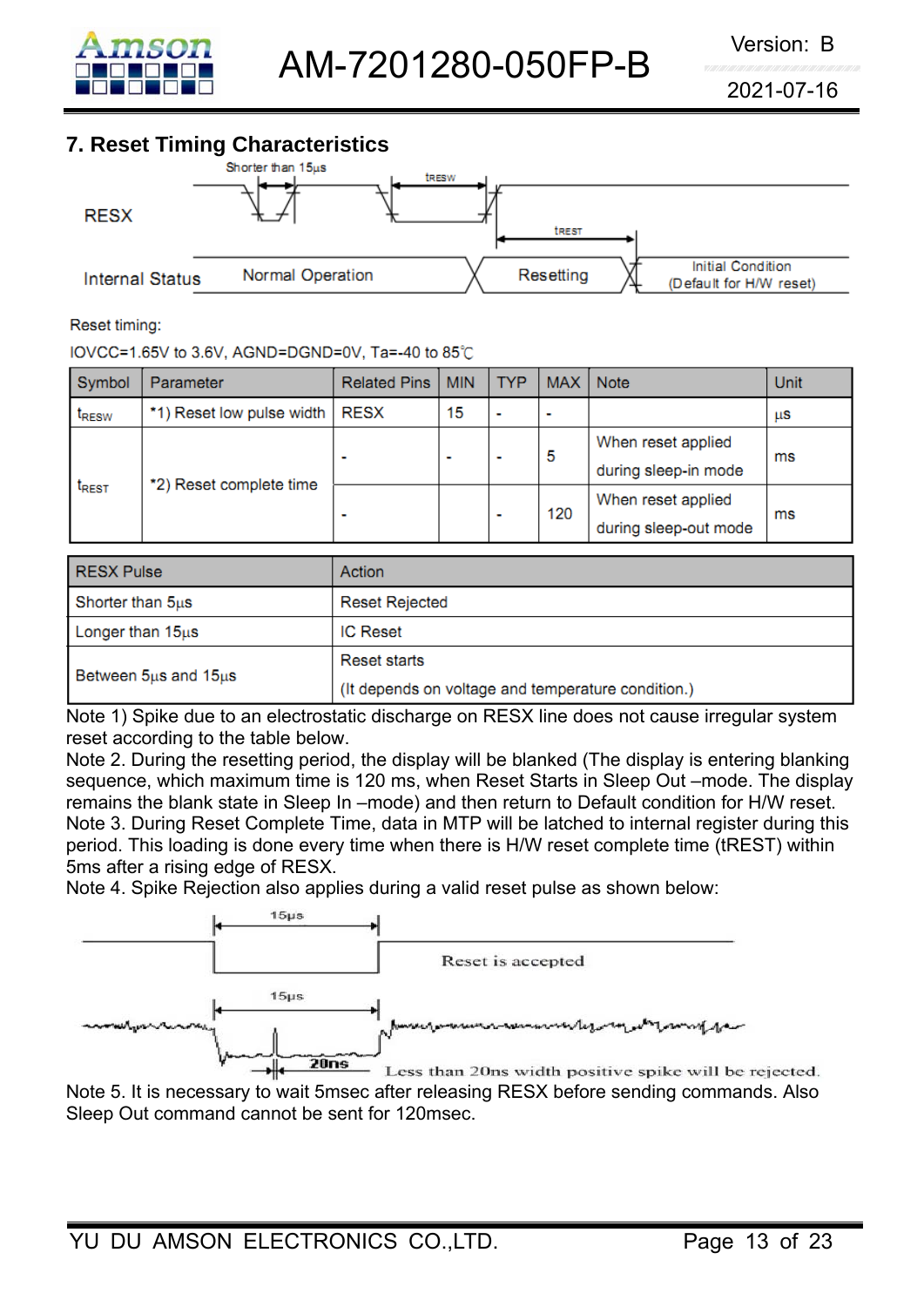## 7. Reset Timing Characteristics

Shorter than 15µs

RESX

$t_{RESW}$

$t_{REST}$

Internal Status — Normal Operation — Resetting — Initial Condition (Default for H/W reset)

Reset timing:

IOVCC=1.65V to 3.6V, AGND=DGND=0V, Ta=-40 to 85℃

| Symbol | Parameter | Related Pins | MIN | TYP | MAX | Note | Unit |
|---|---|---|---|---|---|---|---|
| $t_{RESW}$ | *1) Reset low pulse width | RESX | 15 | - | - | | µs |
| $t_{REST}$ | *2) Reset complete time | - | - | - | 5 | When reset applied during sleep-in mode | ms |
| | | - | | - | 120 | When reset applied during sleep-out mode | ms |

| RESX Pulse | Action |
|---|---|
| Shorter than 5µs | Reset Rejected |
| Longer than 15µs | IC Reset |
| Between 5µs and 15µs | Reset starts (It depends on voltage and temperature condition.) |

Note 1) Spike due to an electrostatic discharge on RESX line does not cause irregular system reset according to the table below.

Note 2. During the resetting period, the display will be blanked (The display is entering blanking sequence, which maximum time is 120 ms, when Reset Starts in Sleep Out –mode. The display remains the blank state in Sleep In –mode) and then return to Default condition for H/W reset.

Note 3. During Reset Complete Time, data in MTP will be latched to internal register during this period. This loading is done every time when there is H/W reset complete time (tREST) within 5ms after a rising edge of RESX.

Note 4. Spike Rejection also applies during a valid reset pulse as shown below:

15µs

Reset is accepted

15µs

20ns

Less than 20ns width positive spike will be rejected.

Note 5. It is necessary to wait 5msec after releasing RESX before sending commands. Also Sleep Out command cannot be sent for 120msec.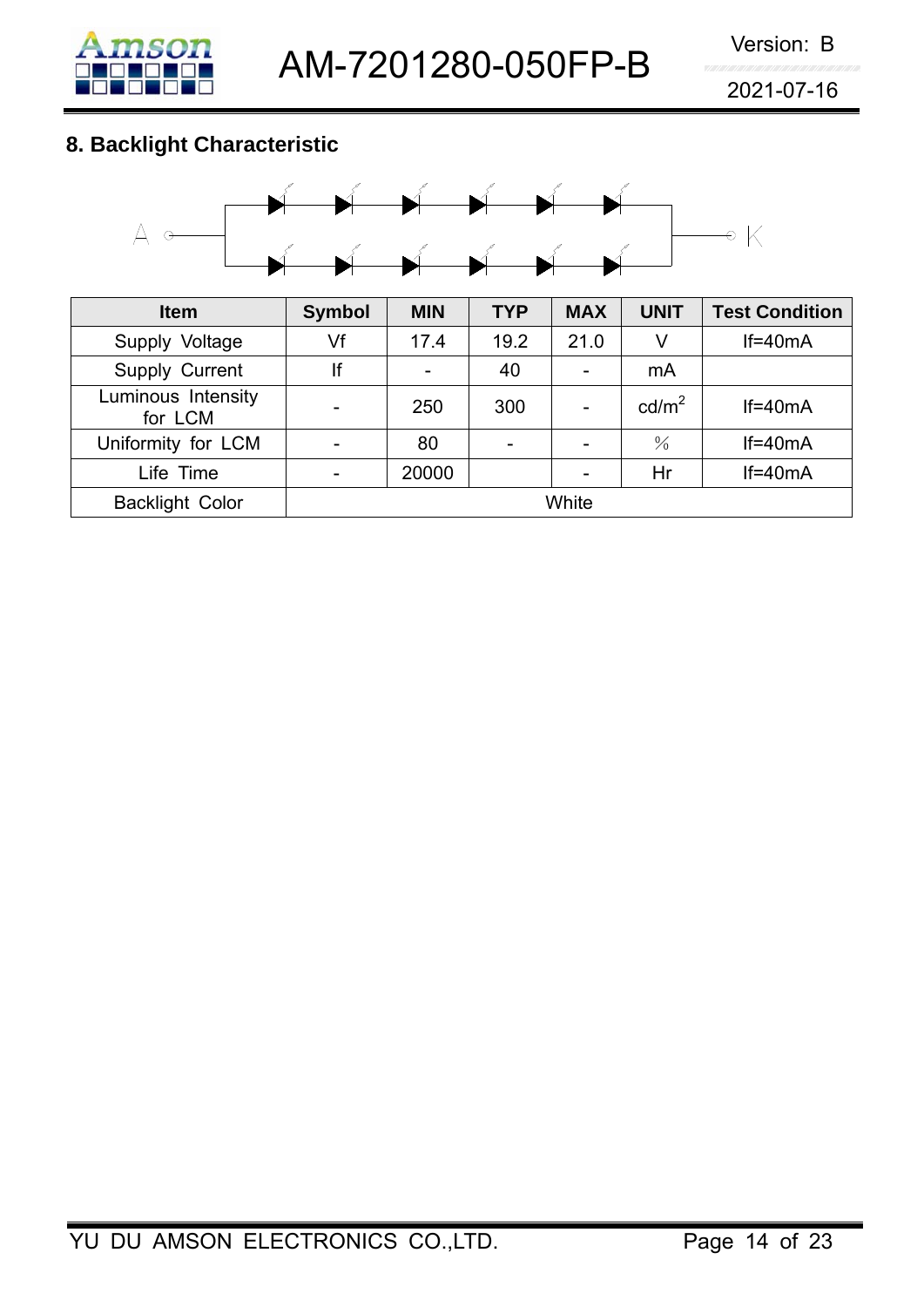## 8. Backlight Characteristic

| Item | Symbol | MIN | TYP | MAX | UNIT | Test Condition |
|---|---|---|---|---|---|---|
| Supply Voltage | Vf | 17.4 | 19.2 | 21.0 | V | If=40mA |
| Supply Current | If | - | 40 | - | mA | |
| Luminous Intensity for LCM | - | 250 | 300 | - | $cd/m^2$ | If=40mA |
| Uniformity for LCM | - | 80 | - | - | % | If=40mA |
| Life Time | - | 20000 | | - | Hr | If=40mA |
| Backlight Color | White | | | | | |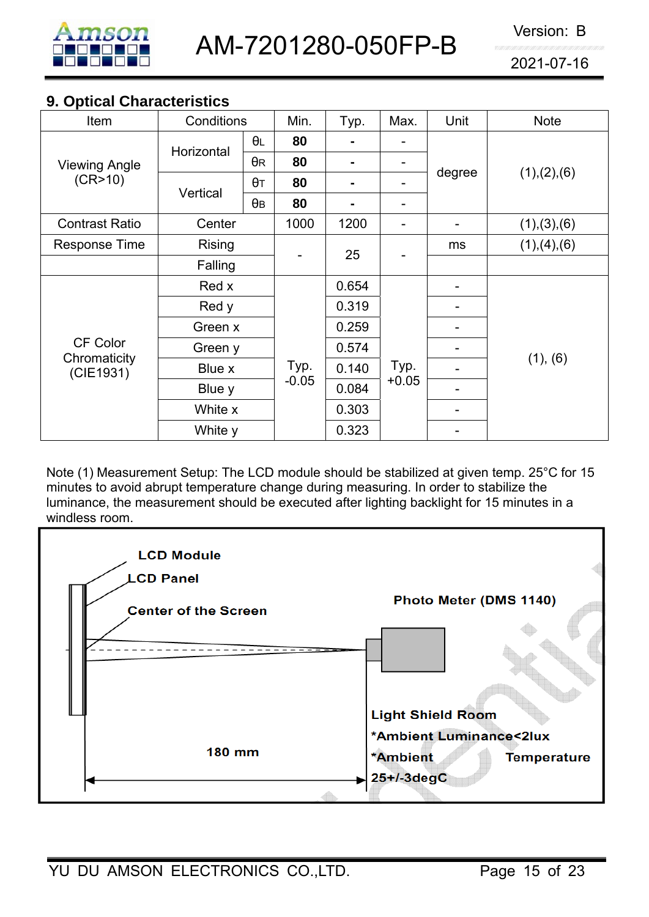## 9. Optical Characteristics

| Item | Conditions | | Min. | Typ. | Max. | Unit | Note |
|---|---|---|---|---|---|---|---|
| Viewing Angle (CR>10) | Horizontal | θL | **80** | - | - | degree | (1),(2),(6) |
| | | θR | **80** | - | - | | |
| | Vertical | θT | **80** | - | - | | |
| | | θB | **80** | - | - | | |
| Contrast Ratio | Center | | 1000 | 1200 | - | - | (1),(3),(6) |
| Response Time | Rising | | - | 25 | - | ms | (1),(4),(6) |
| | Falling | | | | | | |
| CF Color Chromaticity (CIE1931) | Red x | | Typ. -0.05 | 0.654 | Typ. +0.05 | - | (1), (6) |
| | Red y | | | 0.319 | | - | |
| | Green x | | | 0.259 | | - | |
| | Green y | | | 0.574 | | - | |
| | Blue x | | | 0.140 | | - | |
| | Blue y | | | 0.084 | | - | |
| | White x | | | 0.303 | | - | |
| | White y | | | 0.323 | | - | |

Note (1) Measurement Setup: The LCD module should be stabilized at given temp. 25°C for 15 minutes to avoid abrupt temperature change during measuring. In order to stabilize the luminance, the measurement should be executed after lighting backlight for 15 minutes in a windless room.

LCD Module

LCD Panel

Center of the Screen

Photo Meter (DMS 1140)

Light Shield Room
*Ambient Luminance<2lux
*Ambient Temperature 25+/-3degC

180 mm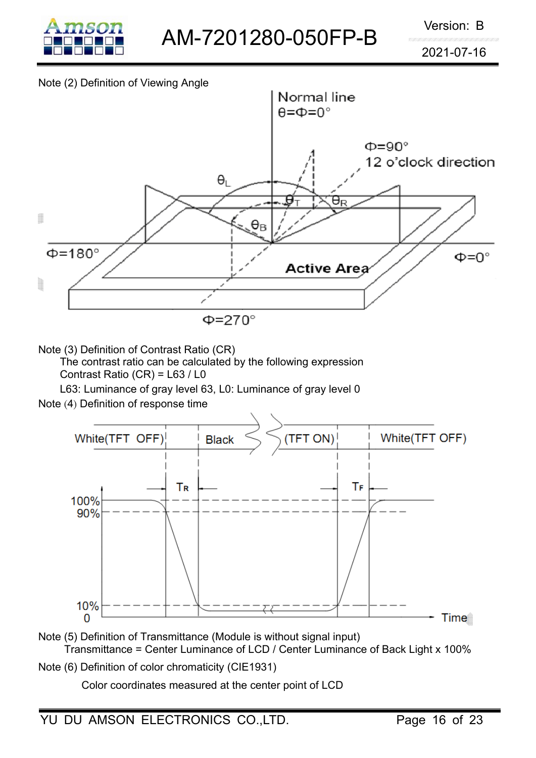Note (2) Definition of Viewing Angle

Note (3) Definition of Contrast Ratio (CR)

The contrast ratio can be calculated by the following expression

Contrast Ratio (CR) = L63 / L0

L63: Luminance of gray level 63, L0: Luminance of gray level 0

Note (4) Definition of response time

Note (5) Definition of Transmittance (Module is without signal input)

Transmittance = Center Luminance of LCD / Center Luminance of Back Light x 100%

Note (6) Definition of color chromaticity (CIE1931)

Color coordinates measured at the center point of LCD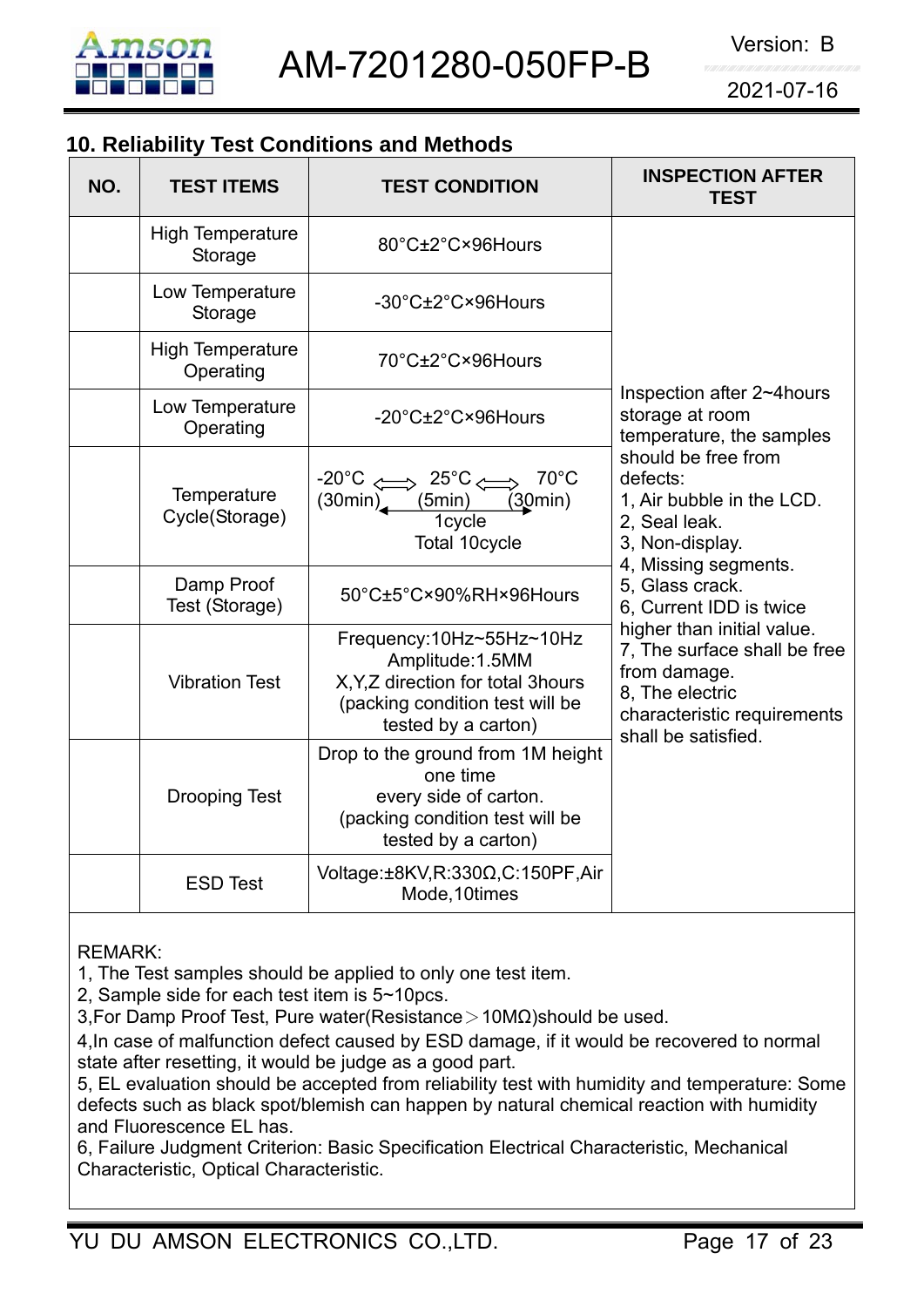## 10. Reliability Test Conditions and Methods

| NO. | TEST ITEMS | TEST CONDITION | INSPECTION AFTER TEST |
|---|---|---|---|
| | High Temperature Storage | 80°C±2°C×96Hours | Inspection after 2~4hours storage at room temperature, the samples should be free from defects:<br>1, Air bubble in the LCD.<br>2, Seal leak.<br>3, Non-display.<br>4, Missing segments.<br>5, Glass crack.<br>6, Current IDD is twice higher than initial value.<br>7, The surface shall be free from damage.<br>8, The electric characteristic requirements shall be satisfied. |
| | Low Temperature Storage | -30°C±2°C×96Hours | |
| | High Temperature Operating | 70°C±2°C×96Hours | |
| | Low Temperature Operating | -20°C±2°C×96Hours | |
| | Temperature Cycle(Storage) | -20°C ⟺ 25°C ⟺ 70°C<br>(30min) (5min) (30min)<br>1cycle<br>Total 10cycle | |
| | Damp Proof Test (Storage) | 50°C±5°C×90%RH×96Hours | |
| | Vibration Test | Frequency:10Hz~55Hz~10Hz<br>Amplitude:1.5MM<br>X,Y,Z direction for total 3hours<br>(packing condition test will be tested by a carton) | |
| | Drooping Test | Drop to the ground from 1M height one time<br>every side of carton.<br>(packing condition test will be tested by a carton) | |
| | ESD Test | Voltage:±8KV,R:330Ω,C:150PF,Air Mode,10times | |

REMARK:
1, The Test samples should be applied to only one test item.
2, Sample side for each test item is 5~10pcs.
3,For Damp Proof Test, Pure water(Resistance＞10MΩ)should be used.
4,In case of malfunction defect caused by ESD damage, if it would be recovered to normal state after resetting, it would be judge as a good part.
5, EL evaluation should be accepted from reliability test with humidity and temperature: Some defects such as black spot/blemish can happen by natural chemical reaction with humidity and Fluorescence EL has.
6, Failure Judgment Criterion: Basic Specification Electrical Characteristic, Mechanical Characteristic, Optical Characteristic.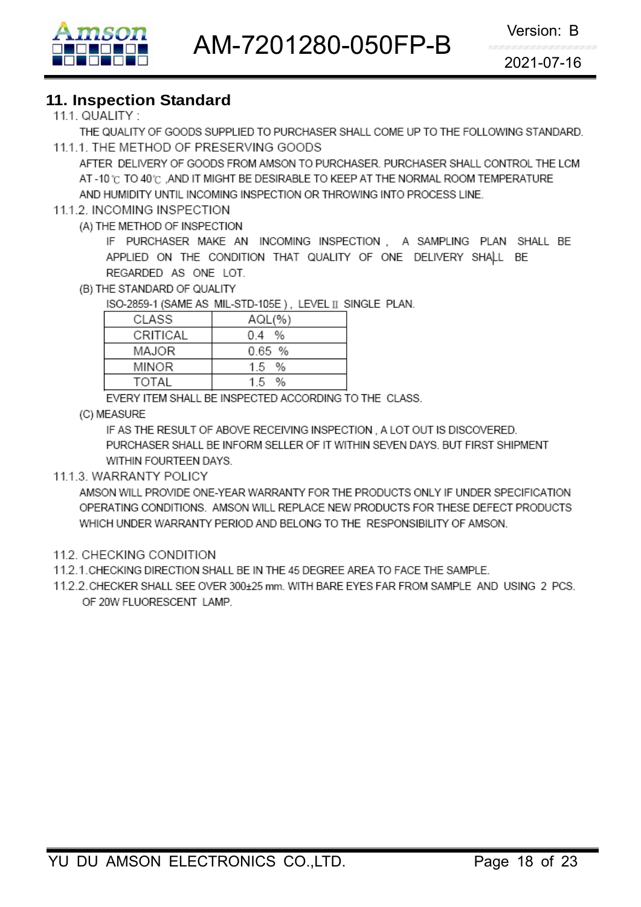## 11. Inspection Standard

11.1. QUALITY :

THE QUALITY OF GOODS SUPPLIED TO PURCHASER SHALL COME UP TO THE FOLLOWING STANDARD.

11.1.1. THE METHOD OF PRESERVING GOODS

AFTER DELIVERY OF GOODS FROM AMSON TO PURCHASER. PURCHASER SHALL CONTROL THE LCM AT -10℃ TO 40℃ ,AND IT MIGHT BE DESIRABLE TO KEEP AT THE NORMAL ROOM TEMPERATURE AND HUMIDITY UNTIL INCOMING INSPECTION OR THROWING INTO PROCESS LINE.

11.1.2. INCOMING INSPECTION

(A) THE METHOD OF INSPECTION

IF PURCHASER MAKE AN INCOMING INSPECTION , A SAMPLING PLAN SHALL BE APPLIED ON THE CONDITION THAT QUALITY OF ONE DELIVERY SHALL BE REGARDED AS ONE LOT.

(B) THE STANDARD OF QUALITY

ISO-2859-1 (SAME AS MIL-STD-105E ) , LEVEL Ⅱ SINGLE PLAN.

| CLASS | AQL(%) |
|---|---|
| CRITICAL | 0.4 % |
| MAJOR | 0.65 % |
| MINOR | 1.5 % |
| TOTAL | 1.5 % |

EVERY ITEM SHALL BE INSPECTED ACCORDING TO THE CLASS.

(C) MEASURE

IF AS THE RESULT OF ABOVE RECEIVING INSPECTION , A LOT OUT IS DISCOVERED. PURCHASER SHALL BE INFORM SELLER OF IT WITHIN SEVEN DAYS. BUT FIRST SHIPMENT WITHIN FOURTEEN DAYS.

11.1.3. WARRANTY POLICY

AMSON WILL PROVIDE ONE-YEAR WARRANTY FOR THE PRODUCTS ONLY IF UNDER SPECIFICATION OPERATING CONDITIONS. AMSON WILL REPLACE NEW PRODUCTS FOR THESE DEFECT PRODUCTS WHICH UNDER WARRANTY PERIOD AND BELONG TO THE RESPONSIBILITY OF AMSON.

11.2. CHECKING CONDITION

11.2.1.CHECKING DIRECTION SHALL BE IN THE 45 DEGREE AREA TO FACE THE SAMPLE.

11.2.2.CHECKER SHALL SEE OVER 300±25 mm. WITH BARE EYES FAR FROM SAMPLE AND USING 2 PCS. OF 20W FLUORESCENT LAMP.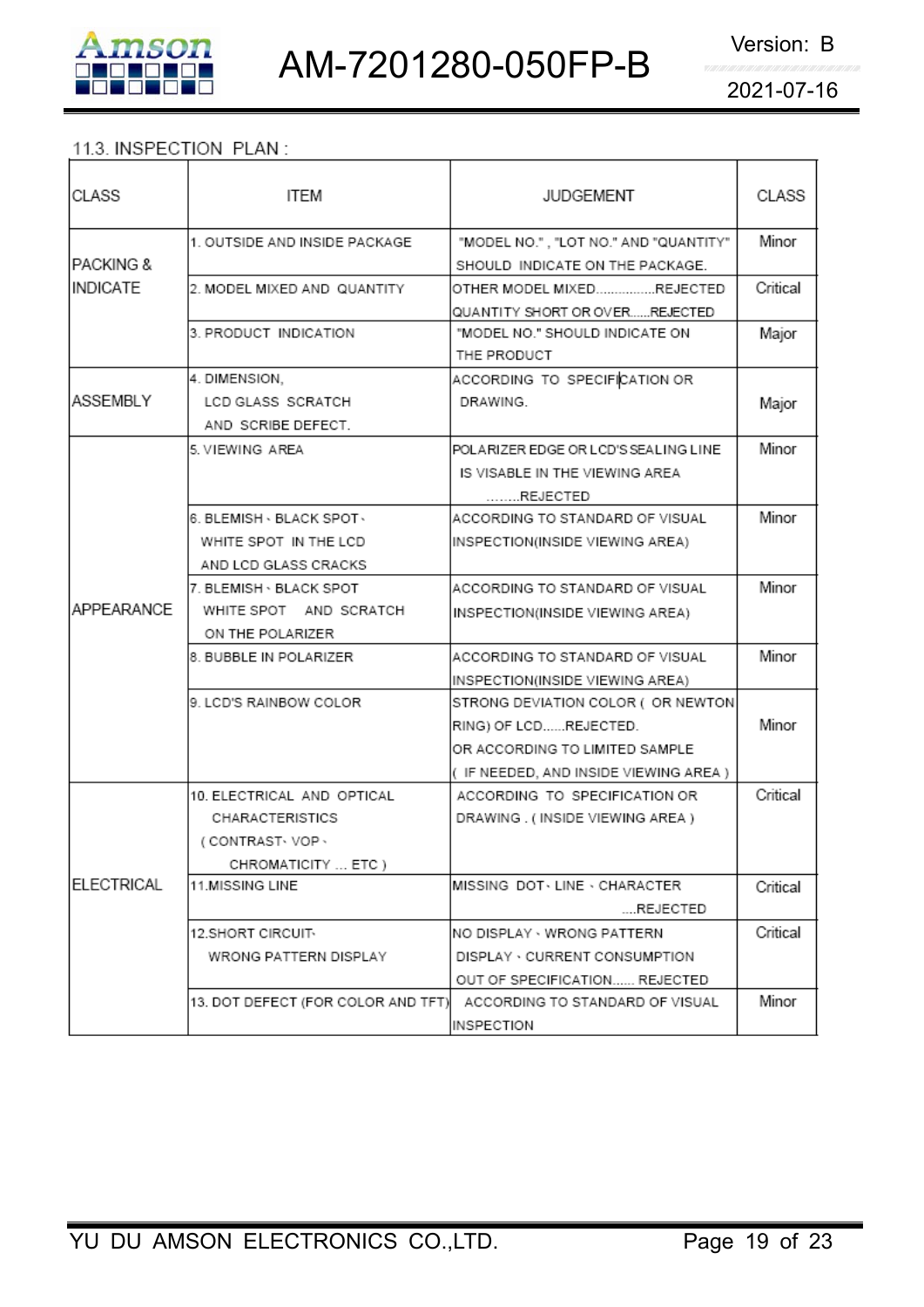11.3. INSPECTION PLAN :

| CLASS | ITEM | JUDGEMENT | CLASS |
|---|---|---|---|
| PACKING & INDICATE | 1. OUTSIDE AND INSIDE PACKAGE | "MODEL NO." , "LOT NO." AND "QUANTITY" SHOULD INDICATE ON THE PACKAGE. | Minor |
| | 2. MODEL MIXED AND QUANTITY | OTHER MODEL MIXED................REJECTED QUANTITY SHORT OR OVER......REJECTED | Critical |
| | 3. PRODUCT INDICATION | "MODEL NO." SHOULD INDICATE ON THE PRODUCT | Major |
| ASSEMBLY | 4. DIMENSION, LCD GLASS SCRATCH AND SCRIBE DEFECT. | ACCORDING TO SPECIFICATION OR DRAWING. | Major |
| APPEARANCE | 5. VIEWING AREA | POLARIZER EDGE OR LCD'S SEALING LINE IS VISABLE IN THE VIEWING AREA ........REJECTED | Minor |
| | 6. BLEMISH、BLACK SPOT、WHITE SPOT IN THE LCD AND LCD GLASS CRACKS | ACCORDING TO STANDARD OF VISUAL INSPECTION(INSIDE VIEWING AREA) | Minor |
| | 7. BLEMISH、BLACK SPOT WHITE SPOT AND SCRATCH ON THE POLARIZER | ACCORDING TO STANDARD OF VISUAL INSPECTION(INSIDE VIEWING AREA) | Minor |
| | 8. BUBBLE IN POLARIZER | ACCORDING TO STANDARD OF VISUAL INSPECTION(INSIDE VIEWING AREA) | Minor |
| | 9. LCD'S RAINBOW COLOR | STRONG DEVIATION COLOR ( OR NEWTON RING) OF LCD......REJECTED. OR ACCORDING TO LIMITED SAMPLE ( IF NEEDED, AND INSIDE VIEWING AREA ) | Minor |
| ELECTRICAL | 10. ELECTRICAL AND OPTICAL CHARACTERISTICS ( CONTRAST、VOP、CHROMATICITY ... ETC ) | ACCORDING TO SPECIFICATION OR DRAWING . ( INSIDE VIEWING AREA ) | Critical |
| | 11.MISSING LINE | MISSING DOT、LINE、CHARACTER ....REJECTED | Critical |
| | 12.SHORT CIRCUIT、WRONG PATTERN DISPLAY | NO DISPLAY、WRONG PATTERN DISPLAY、CURRENT CONSUMPTION OUT OF SPECIFICATION...... REJECTED | Critical |
| | 13. DOT DEFECT (FOR COLOR AND TFT) | ACCORDING TO STANDARD OF VISUAL INSPECTION | Minor |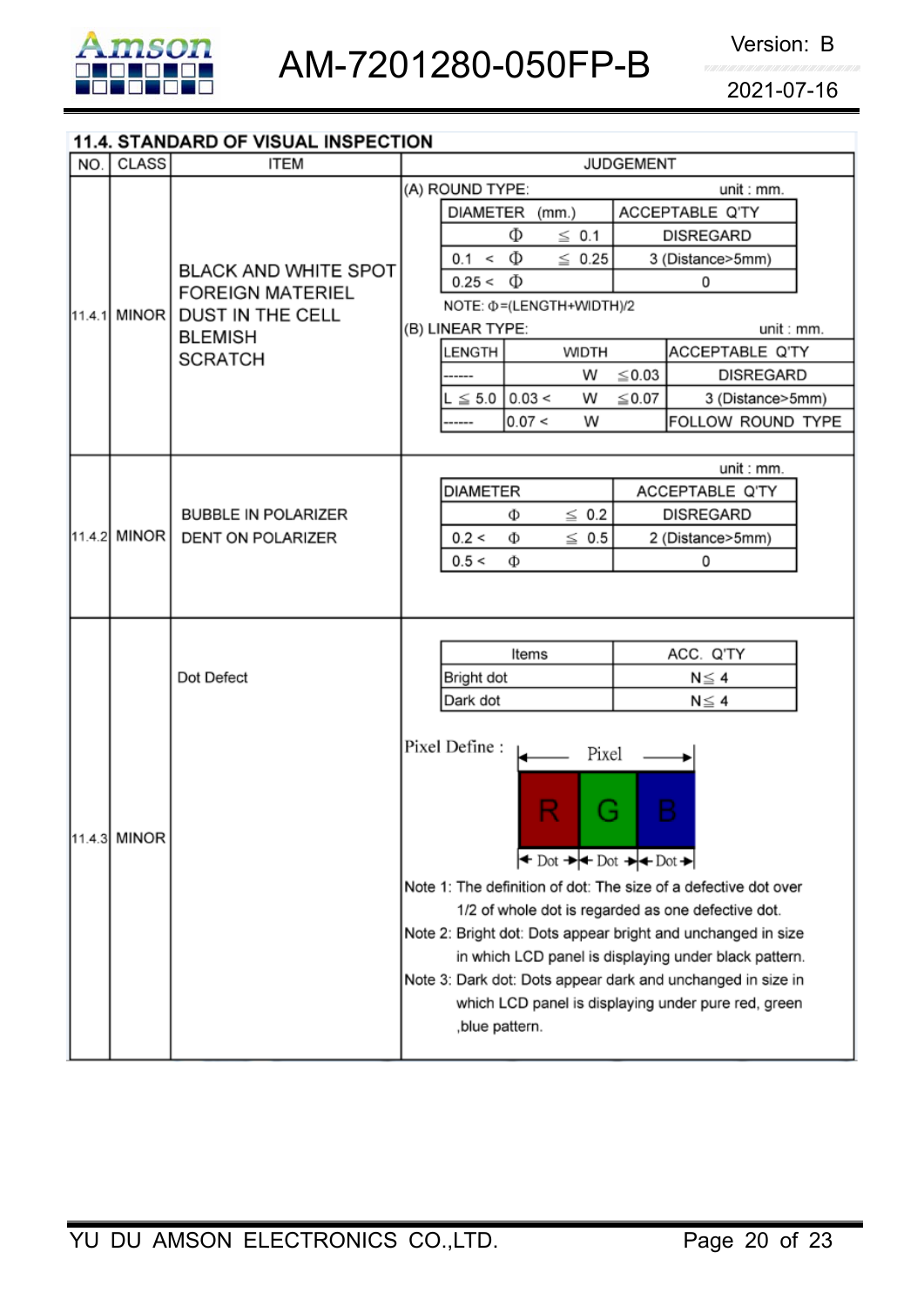## 11.4. STANDARD OF VISUAL INSPECTION

| NO. | CLASS | ITEM | JUDGEMENT |
|---|---|---|---|
| 11.4.1 | MINOR | BLACK AND WHITE SPOT<br>FOREIGN MATERIEL<br>DUST IN THE CELL<br>BLEMISH<br>SCRATCH | See (A) and (B) below |
| 11.4.2 | MINOR | BUBBLE IN POLARIZER<br>DENT ON POLARIZER | See table below |
| 11.4.3 | MINOR | Dot Defect | See table below |

### 11.4.1 Judgement

(A) ROUND TYPE: unit : mm.

| DIAMETER (mm.) | ACCEPTABLE Q'TY |
|---|---|
| Φ ≦ 0.1 | DISREGARD |
| 0.1 < Φ ≦ 0.25 | 3 (Distance>5mm) |
| 0.25 < Φ | 0 |

NOTE: Φ=(LENGTH+WIDTH)/2

(B) LINEAR TYPE: unit : mm.

| LENGTH | WIDTH | ACCEPTABLE Q'TY |
|---|---|---|
| ------ | W ≦0.03 | DISREGARD |
| L ≦ 5.0 | 0.03 < W ≦0.07 | 3 (Distance>5mm) |
| ------ | 0.07 < W | FOLLOW ROUND TYPE |

### 11.4.2 Judgement

unit : mm.

| DIAMETER | ACCEPTABLE Q'TY |
|---|---|
| Φ ≦ 0.2 | DISREGARD |
| 0.2 < Φ ≦ 0.5 | 2 (Distance>5mm) |
| 0.5 < Φ | 0 |

### 11.4.3 Judgement

| Items | ACC. Q'TY |
|---|---|
| Bright dot | N≦ 4 |
| Dark dot | N≦ 4 |

Pixel Define : Pixel = R Dot + G Dot + B Dot

Note 1: The definition of dot: The size of a defective dot over 1/2 of whole dot is regarded as one defective dot.

Note 2: Bright dot: Dots appear bright and unchanged in size in which LCD panel is displaying under black pattern.

Note 3: Dark dot: Dots appear dark and unchanged in size in which LCD panel is displaying under pure red, green ,blue pattern.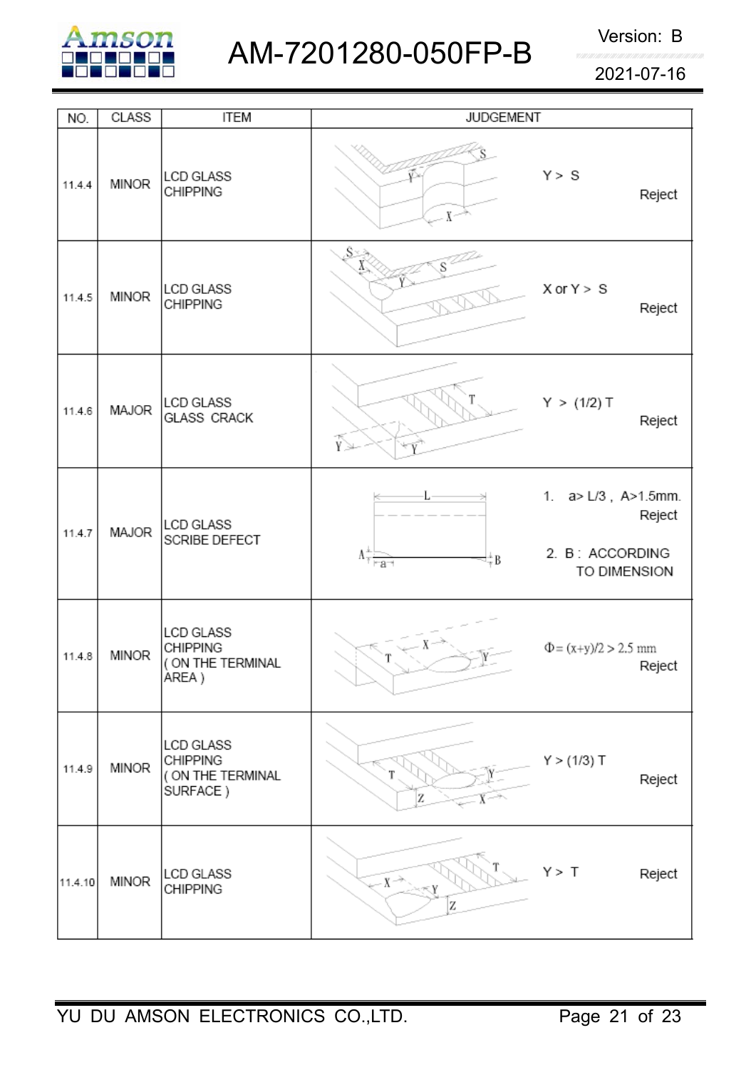| NO. | CLASS | ITEM | JUDGEMENT |
|---|---|---|---|
| 11.4.4 | MINOR | LCD GLASS CHIPPING | $Y > S$ Reject |
| 11.4.5 | MINOR | LCD GLASS CHIPPING | X or $Y > S$ Reject |
| 11.4.6 | MAJOR | LCD GLASS GLASS CRACK | $Y > (1/2)\ T$ Reject |
| 11.4.7 | MAJOR | LCD GLASS SCRIBE DEFECT | 1. a> L/3 , A>1.5mm. Reject<br>2. B : ACCORDING TO DIMENSION |
| 11.4.8 | MINOR | LCD GLASS CHIPPING ( ON THE TERMINAL AREA ) | $\Phi = (x+y)/2 > 2.5$ mm Reject |
| 11.4.9 | MINOR | LCD GLASS CHIPPING ( ON THE TERMINAL SURFACE ) | $Y > (1/3)\ T$ Reject |
| 11.4.10 | MINOR | LCD GLASS CHIPPING | $Y > T$ Reject |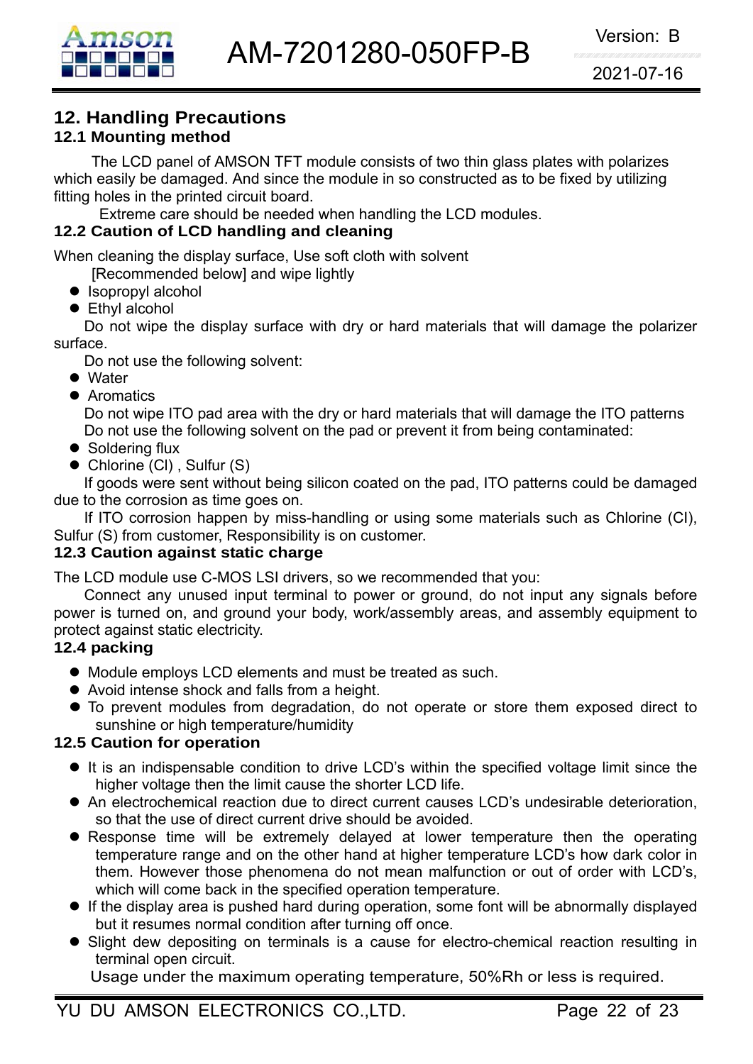## 12. Handling Precautions

### 12.1 Mounting method

The LCD panel of AMSON TFT module consists of two thin glass plates with polarizes which easily be damaged. And since the module in so constructed as to be fixed by utilizing fitting holes in the printed circuit board.

Extreme care should be needed when handling the LCD modules.

### 12.2 Caution of LCD handling and cleaning

When cleaning the display surface, Use soft cloth with solvent [Recommended below] and wipe lightly

- Isopropyl alcohol
- Ethyl alcohol

Do not wipe the display surface with dry or hard materials that will damage the polarizer surface.

Do not use the following solvent:

- Water
- Aromatics

Do not wipe ITO pad area with the dry or hard materials that will damage the ITO patterns

Do not use the following solvent on the pad or prevent it from being contaminated:

- Soldering flux
- Chlorine (Cl) , Sulfur (S)

If goods were sent without being silicon coated on the pad, ITO patterns could be damaged due to the corrosion as time goes on.

If ITO corrosion happen by miss-handling or using some materials such as Chlorine (CI), Sulfur (S) from customer, Responsibility is on customer.

### 12.3 Caution against static charge

The LCD module use C-MOS LSI drivers, so we recommended that you:

Connect any unused input terminal to power or ground, do not input any signals before power is turned on, and ground your body, work/assembly areas, and assembly equipment to protect against static electricity.

### 12.4 packing

- Module employs LCD elements and must be treated as such.
- Avoid intense shock and falls from a height.
- To prevent modules from degradation, do not operate or store them exposed direct to sunshine or high temperature/humidity

### 12.5 Caution for operation

- It is an indispensable condition to drive LCD's within the specified voltage limit since the higher voltage then the limit cause the shorter LCD life.
- An electrochemical reaction due to direct current causes LCD's undesirable deterioration, so that the use of direct current drive should be avoided.
- Response time will be extremely delayed at lower temperature then the operating temperature range and on the other hand at higher temperature LCD's how dark color in them. However those phenomena do not mean malfunction or out of order with LCD's, which will come back in the specified operation temperature.
- If the display area is pushed hard during operation, some font will be abnormally displayed but it resumes normal condition after turning off once.
- Slight dew depositing on terminals is a cause for electro-chemical reaction resulting in terminal open circuit.

Usage under the maximum operating temperature, 50%Rh or less is required.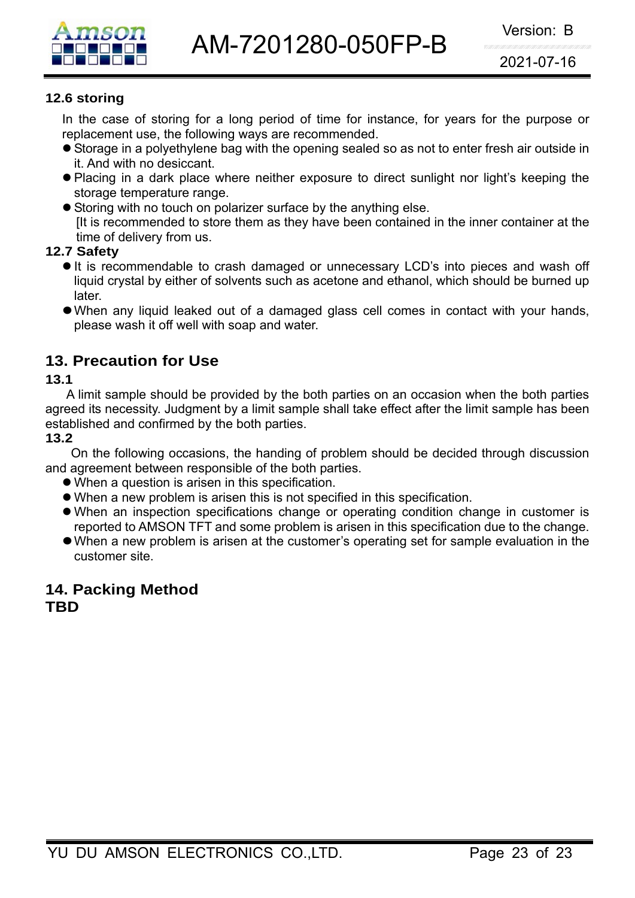### 12.6 storing

In the case of storing for a long period of time for instance, for years for the purpose or replacement use, the following ways are recommended.

- Storage in a polyethylene bag with the opening sealed so as not to enter fresh air outside in it. And with no desiccant.
- Placing in a dark place where neither exposure to direct sunlight nor light's keeping the storage temperature range.
- Storing with no touch on polarizer surface by the anything else.
  [It is recommended to store them as they have been contained in the inner container at the time of delivery from us.

### 12.7 Safety

- It is recommendable to crash damaged or unnecessary LCD's into pieces and wash off liquid crystal by either of solvents such as acetone and ethanol, which should be burned up later.
- When any liquid leaked out of a damaged glass cell comes in contact with your hands, please wash it off well with soap and water.

## 13. Precaution for Use

### 13.1

A limit sample should be provided by the both parties on an occasion when the both parties agreed its necessity. Judgment by a limit sample shall take effect after the limit sample has been established and confirmed by the both parties.

### 13.2

On the following occasions, the handing of problem should be decided through discussion and agreement between responsible of the both parties.

- When a question is arisen in this specification.
- When a new problem is arisen this is not specified in this specification.
- When an inspection specifications change or operating condition change in customer is reported to AMSON TFT and some problem is arisen in this specification due to the change.
- When a new problem is arisen at the customer's operating set for sample evaluation in the customer site.

## 14. Packing Method

**TBD**